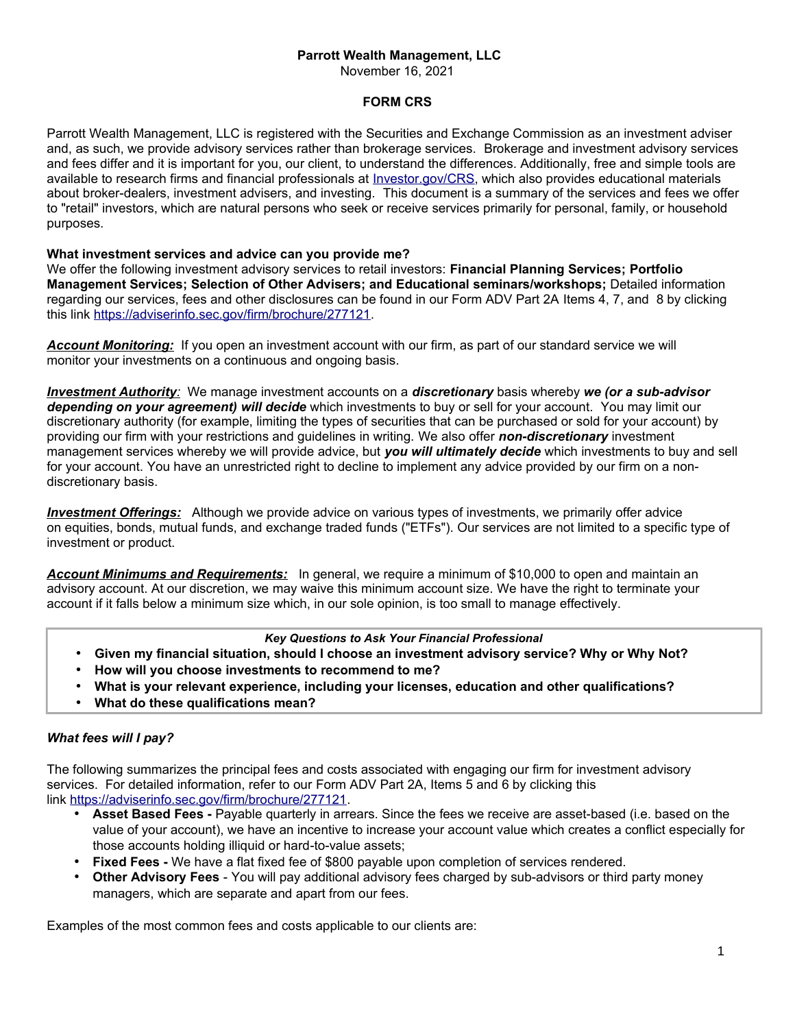**Parrott Wealth Management, LLC**

November 16, 2021

**FORM CRS**

Parrott Wealth Management, LLC is registered with the Securities and Exchange Commission as an investment adviser and, as such, we provide advisory services rather than brokerage services. Brokerage and investment advisory services and fees differ and it is important for you, our client, to understand the differences. Additionally, free and simple tools are available to research firms and financial professionals at [Investor.gov/CRS](Investor.gov/CRS), which also provides educational materials about broker-dealers, investment advisers, and investing. This document is a summary of the services and fees we offer to "retail" investors, which are natural persons who seek or receive services primarily for personal, family, or household purposes.

**What investment services and advice can you provide me?**

We offer the following investment advisory services to retail investors: **Financial Planning Services; Portfolio Management Services; Selection of Other Advisers; and Educational seminars/workshops;** Detailed information regarding our services, fees and other disclosures can be found in our Form ADV Part 2A Items 4, 7, and 8 by clicking this link [https://adviserinfo.sec.gov/firm/brochure/277121](https://adviserinfo.sec.gov/firm/brochure/277121).

***Account Monitoring:*** If you open an investment account with our firm, as part of our standard service we will monitor your investments on a continuous and ongoing basis.

***Investment Authority:*** We manage investment accounts on a ***discretionary*** basis whereby ***we (or a sub-advisor depending on your agreement) will decide*** which investments to buy or sell for your account. You may limit our discretionary authority (for example, limiting the types of securities that can be purchased or sold for your account) by providing our firm with your restrictions and guidelines in writing. We also offer ***non-discretionary*** investment management services whereby we will provide advice, but ***you will ultimately decide*** which investments to buy and sell for your account. You have an unrestricted right to decline to implement any advice provided by our firm on a non-discretionary basis.

***Investment Offerings:*** Although we provide advice on various types of investments, we primarily offer advice on equities, bonds, mutual funds, and exchange traded funds ("ETFs"). Our services are not limited to a specific type of investment or product.

***Account Minimums and Requirements:*** In general, we require a minimum of $10,000 to open and maintain an advisory account. At our discretion, we may waive this minimum account size. We have the right to terminate your account if it falls below a minimum size which, in our sole opinion, is too small to manage effectively.

***Key Questions to Ask Your Financial Professional***

- **Given my financial situation, should I choose an investment advisory service? Why or Why Not?**
- **How will you choose investments to recommend to me?**
- **What is your relevant experience, including your licenses, education and other qualifications?**
- **What do these qualifications mean?**

***What fees will I pay?***

The following summarizes the principal fees and costs associated with engaging our firm for investment advisory services. For detailed information, refer to our Form ADV Part 2A, Items 5 and 6 by clicking this link [https://adviserinfo.sec.gov/firm/brochure/277121](https://adviserinfo.sec.gov/firm/brochure/277121).

- **Asset Based Fees -** Payable quarterly in arrears. Since the fees we receive are asset-based (i.e. based on the value of your account), we have an incentive to increase your account value which creates a conflict especially for those accounts holding illiquid or hard-to-value assets;
- **Fixed Fees -** We have a flat fixed fee of $800 payable upon completion of services rendered.
- **Other Advisory Fees** - You will pay additional advisory fees charged by sub-advisors or third party money managers, which are separate and apart from our fees.

Examples of the most common fees and costs applicable to our clients are: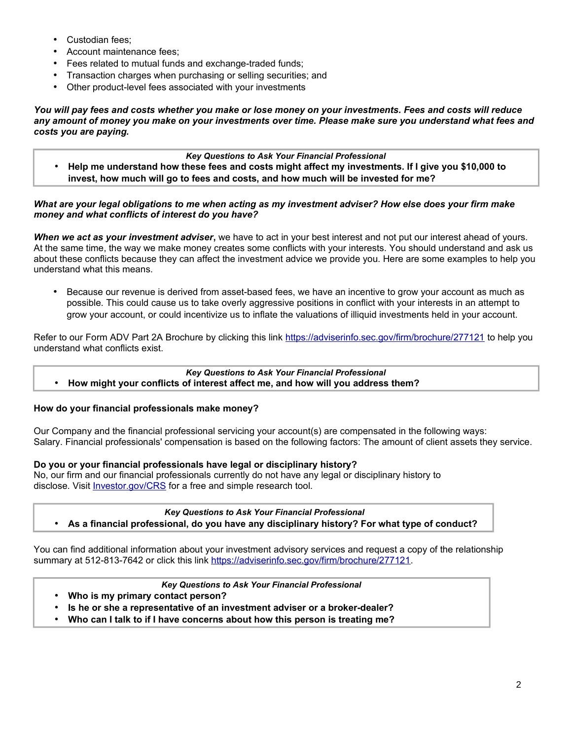- Custodian fees;
- Account maintenance fees;
- Fees related to mutual funds and exchange-traded funds;
- Transaction charges when purchasing or selling securities; and
- Other product-level fees associated with your investments

***You will pay fees and costs whether you make or lose money on your investments. Fees and costs will reduce any amount of money you make on your investments over time. Please make sure you understand what fees and costs you are paying.***

> ***Key Questions to Ask Your Financial Professional***
> - **Help me understand how these fees and costs might affect my investments. If I give you $10,000 to invest, how much will go to fees and costs, and how much will be invested for me?**

***What are your legal obligations to me when acting as my investment adviser? How else does your firm make money and what conflicts of interest do you have?***

***When we act as your investment adviser*****,** we have to act in your best interest and not put our interest ahead of yours. At the same time, the way we make money creates some conflicts with your interests. You should understand and ask us about these conflicts because they can affect the investment advice we provide you. Here are some examples to help you understand what this means.

- Because our revenue is derived from asset-based fees, we have an incentive to grow your account as much as possible. This could cause us to take overly aggressive positions in conflict with your interests in an attempt to grow your account, or could incentivize us to inflate the valuations of illiquid investments held in your account.

Refer to our Form ADV Part 2A Brochure by clicking this link https://adviserinfo.sec.gov/firm/brochure/277121 to help you understand what conflicts exist.

> ***Key Questions to Ask Your Financial Professional***
> - **How might your conflicts of interest affect me, and how will you address them?**

**How do your financial professionals make money?**

Our Company and the financial professional servicing your account(s) are compensated in the following ways: Salary. Financial professionals' compensation is based on the following factors: The amount of client assets they service.

**Do you or your financial professionals have legal or disciplinary history?**
No, our firm and our financial professionals currently do not have any legal or disciplinary history to disclose. Visit Investor.gov/CRS for a free and simple research tool.

> ***Key Questions to Ask Your Financial Professional***
> - **As a financial professional, do you have any disciplinary history? For what type of conduct?**

You can find additional information about your investment advisory services and request a copy of the relationship summary at 512-813-7642 or click this link https://adviserinfo.sec.gov/firm/brochure/277121.

> ***Key Questions to Ask Your Financial Professional***
> - **Who is my primary contact person?**
> - **Is he or she a representative of an investment adviser or a broker-dealer?**
> - **Who can I talk to if I have concerns about how this person is treating me?**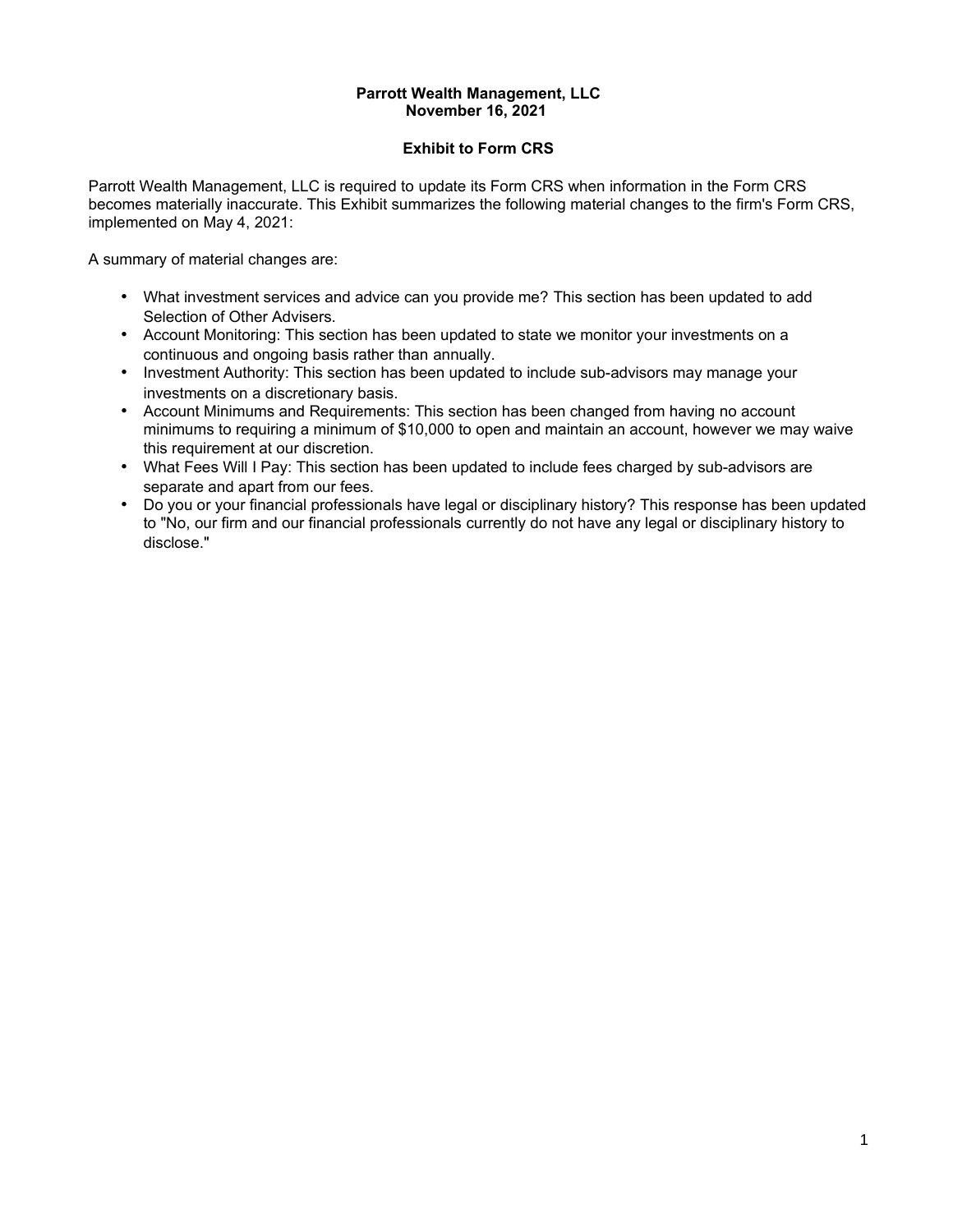**Parrott Wealth Management, LLC**
**November 16, 2021**

## Exhibit to Form CRS

Parrott Wealth Management, LLC is required to update its Form CRS when information in the Form CRS becomes materially inaccurate. This Exhibit summarizes the following material changes to the firm's Form CRS, implemented on May 4, 2021:

A summary of material changes are:

- What investment services and advice can you provide me? This section has been updated to add Selection of Other Advisers.
- Account Monitoring: This section has been updated to state we monitor your investments on a continuous and ongoing basis rather than annually.
- Investment Authority: This section has been updated to include sub-advisors may manage your investments on a discretionary basis.
- Account Minimums and Requirements: This section has been changed from having no account minimums to requiring a minimum of $10,000 to open and maintain an account, however we may waive this requirement at our discretion.
- What Fees Will I Pay: This section has been updated to include fees charged by sub-advisors are separate and apart from our fees.
- Do you or your financial professionals have legal or disciplinary history? This response has been updated to "No, our firm and our financial professionals currently do not have any legal or disciplinary history to disclose."